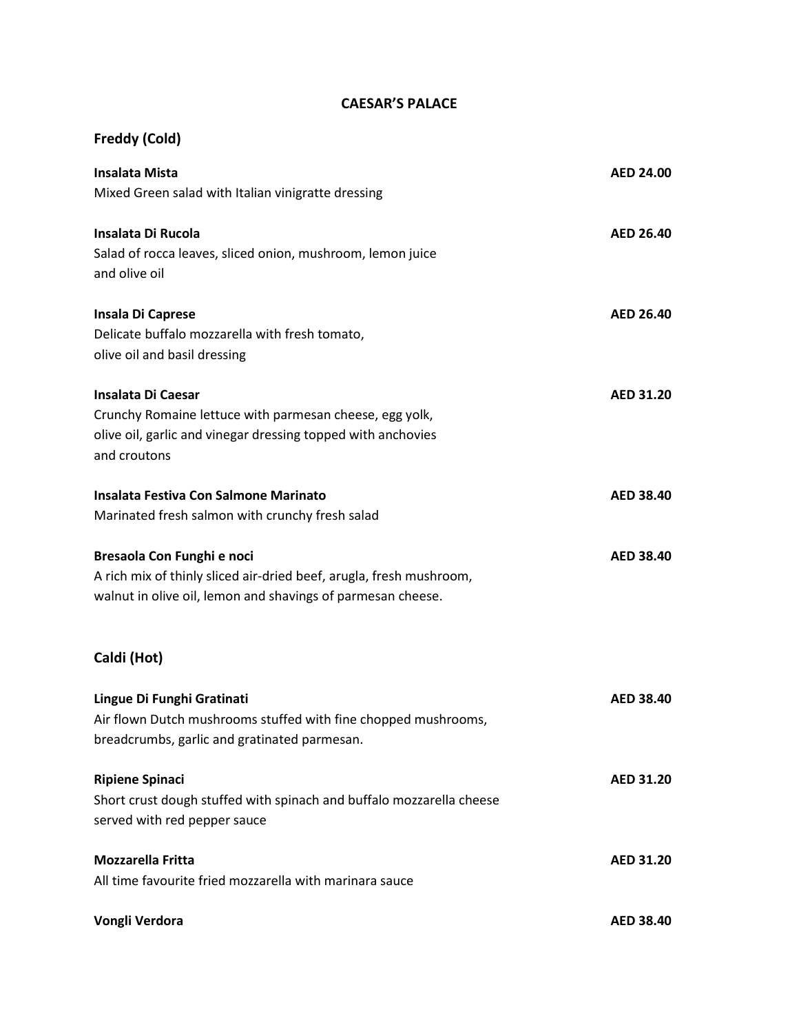# CAESAR'S PALACE

## Freddy (Cold)

**Insalata Mista** **AED 24.00**
Mixed Green salad with Italian vinigratte dressing

**Insalata Di Rucola** **AED 26.40**
Salad of rocca leaves, sliced onion, mushroom, lemon juice and olive oil

**Insala Di Caprese** **AED 26.40**
Delicate buffalo mozzarella with fresh tomato, olive oil and basil dressing

**Insalata Di Caesar** **AED 31.20**
Crunchy Romaine lettuce with parmesan cheese, egg yolk, olive oil, garlic and vinegar dressing topped with anchovies and croutons

**Insalata Festiva Con Salmone Marinato** **AED 38.40**
Marinated fresh salmon with crunchy fresh salad

**Bresaola Con Funghi e noci** **AED 38.40**
A rich mix of thinly sliced air-dried beef, arugla, fresh mushroom, walnut in olive oil, lemon and shavings of parmesan cheese.

## Caldi (Hot)

**Lingue Di Funghi Gratinati** **AED 38.40**
Air flown Dutch mushrooms stuffed with fine chopped mushrooms, breadcrumbs, garlic and gratinated parmesan.

**Ripiene Spinaci** **AED 31.20**
Short crust dough stuffed with spinach and buffalo mozzarella cheese served with red pepper sauce

**Mozzarella Fritta** **AED 31.20**
All time favourite fried mozzarella with marinara sauce

**Vongli Verdora** **AED 38.40**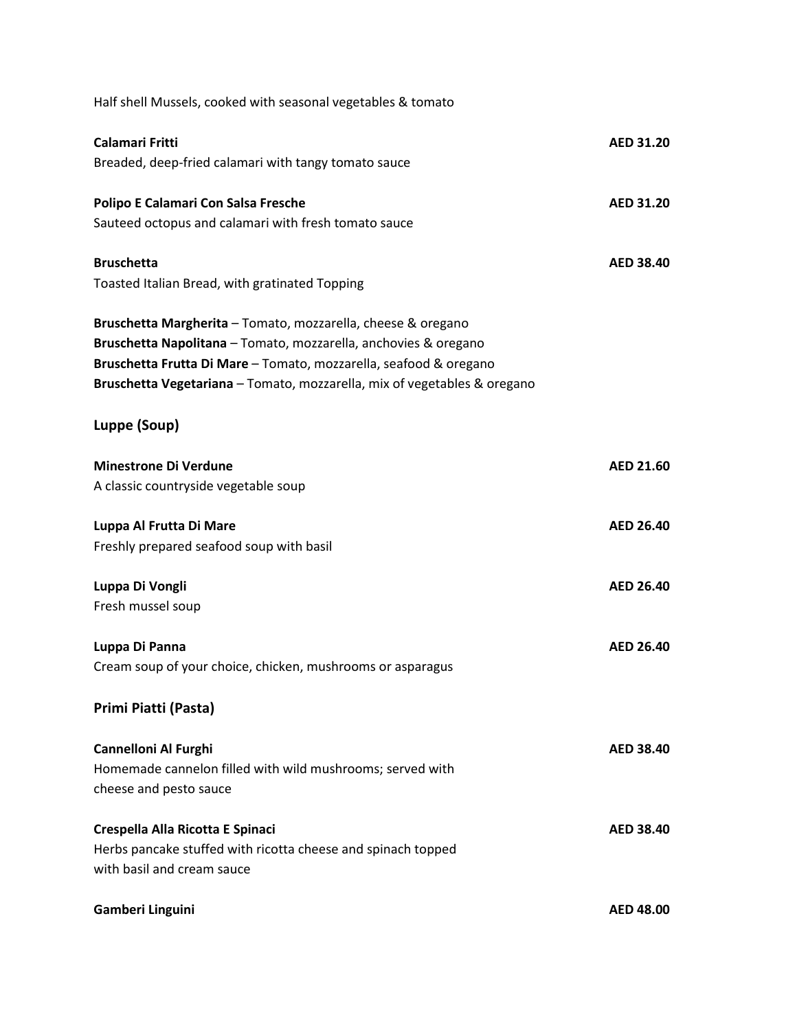Half shell Mussels, cooked with seasonal vegetables & tomato

**Calamari Fritti** **AED 31.20**
Breaded, deep-fried calamari with tangy tomato sauce

**Polipo E Calamari Con Salsa Fresche** **AED 31.20**
Sauteed octopus and calamari with fresh tomato sauce

**Bruschetta** **AED 38.40**
Toasted Italian Bread, with gratinated Topping

**Bruschetta Margherita** – Tomato, mozzarella, cheese & oregano
**Bruschetta Napolitana** – Tomato, mozzarella, anchovies & oregano
**Bruschetta Frutta Di Mare** – Tomato, mozzarella, seafood & oregano
**Bruschetta Vegetariana** – Tomato, mozzarella, mix of vegetables & oregano

## Luppe (Soup)

**Minestrone Di Verdune** **AED 21.60**
A classic countryside vegetable soup

**Luppa Al Frutta Di Mare** **AED 26.40**
Freshly prepared seafood soup with basil

**Luppa Di Vongli** **AED 26.40**
Fresh mussel soup

**Luppa Di Panna** **AED 26.40**
Cream soup of your choice, chicken, mushrooms or asparagus

## Primi Piatti (Pasta)

**Cannelloni Al Furghi** **AED 38.40**
Homemade cannelon filled with wild mushrooms; served with cheese and pesto sauce

**Crespella Alla Ricotta E Spinaci** **AED 38.40**
Herbs pancake stuffed with ricotta cheese and spinach topped with basil and cream sauce

**Gamberi Linguini** **AED 48.00**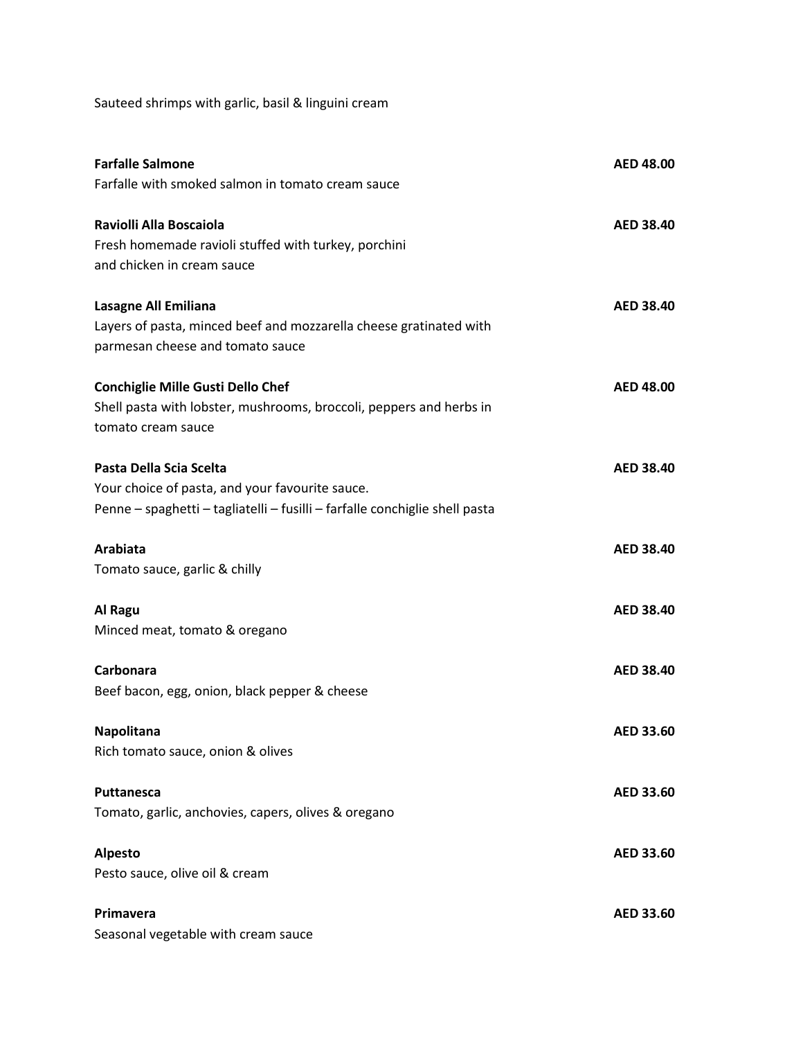Sauteed shrimps with garlic, basil & linguini cream

**Farfalle Salmone** **AED 48.00**
Farfalle with smoked salmon in tomato cream sauce

**Raviolli Alla Boscaiola** **AED 38.40**
Fresh homemade ravioli stuffed with turkey, porchini
and chicken in cream sauce

**Lasagne All Emiliana** **AED 38.40**
Layers of pasta, minced beef and mozzarella cheese gratinated with
parmesan cheese and tomato sauce

**Conchiglie Mille Gusti Dello Chef** **AED 48.00**
Shell pasta with lobster, mushrooms, broccoli, peppers and herbs in
tomato cream sauce

**Pasta Della Scia Scelta** **AED 38.40**
Your choice of pasta, and your favourite sauce.
Penne – spaghetti – tagliatelli – fusilli – farfalle conchiglie shell pasta

**Arabiata** **AED 38.40**
Tomato sauce, garlic & chilly

**Al Ragu** **AED 38.40**
Minced meat, tomato & oregano

**Carbonara** **AED 38.40**
Beef bacon, egg, onion, black pepper & cheese

**Napolitana** **AED 33.60**
Rich tomato sauce, onion & olives

**Puttanesca** **AED 33.60**
Tomato, garlic, anchovies, capers, olives & oregano

**Alpesto** **AED 33.60**
Pesto sauce, olive oil & cream

**Primavera** **AED 33.60**
Seasonal vegetable with cream sauce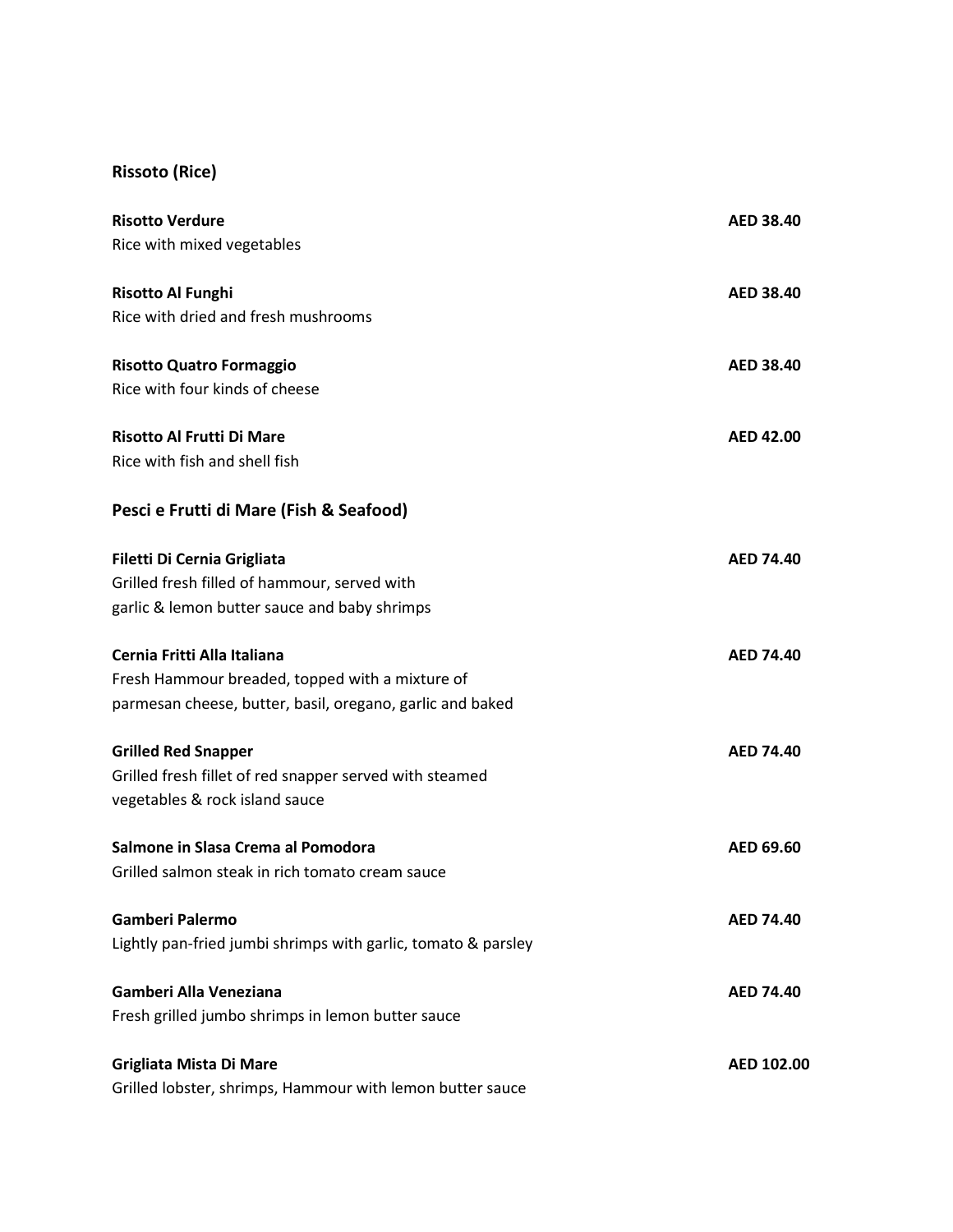## Rissoto (Rice)

**Risotto Verdure** **AED 38.40**
Rice with mixed vegetables

**Risotto Al Funghi** **AED 38.40**
Rice with dried and fresh mushrooms

**Risotto Quatro Formaggio** **AED 38.40**
Rice with four kinds of cheese

**Risotto Al Frutti Di Mare** **AED 42.00**
Rice with fish and shell fish

## Pesci e Frutti di Mare (Fish & Seafood)

**Filetti Di Cernia Grigliata** **AED 74.40**
Grilled fresh filled of hammour, served with
garlic & lemon butter sauce and baby shrimps

**Cernia Fritti Alla Italiana** **AED 74.40**
Fresh Hammour breaded, topped with a mixture of
parmesan cheese, butter, basil, oregano, garlic and baked

**Grilled Red Snapper** **AED 74.40**
Grilled fresh fillet of red snapper served with steamed
vegetables & rock island sauce

**Salmone in Slasa Crema al Pomodora** **AED 69.60**
Grilled salmon steak in rich tomato cream sauce

**Gamberi Palermo** **AED 74.40**
Lightly pan-fried jumbi shrimps with garlic, tomato & parsley

**Gamberi Alla Veneziana** **AED 74.40**
Fresh grilled jumbo shrimps in lemon butter sauce

**Grigliata Mista Di Mare** **AED 102.00**
Grilled lobster, shrimps, Hammour with lemon butter sauce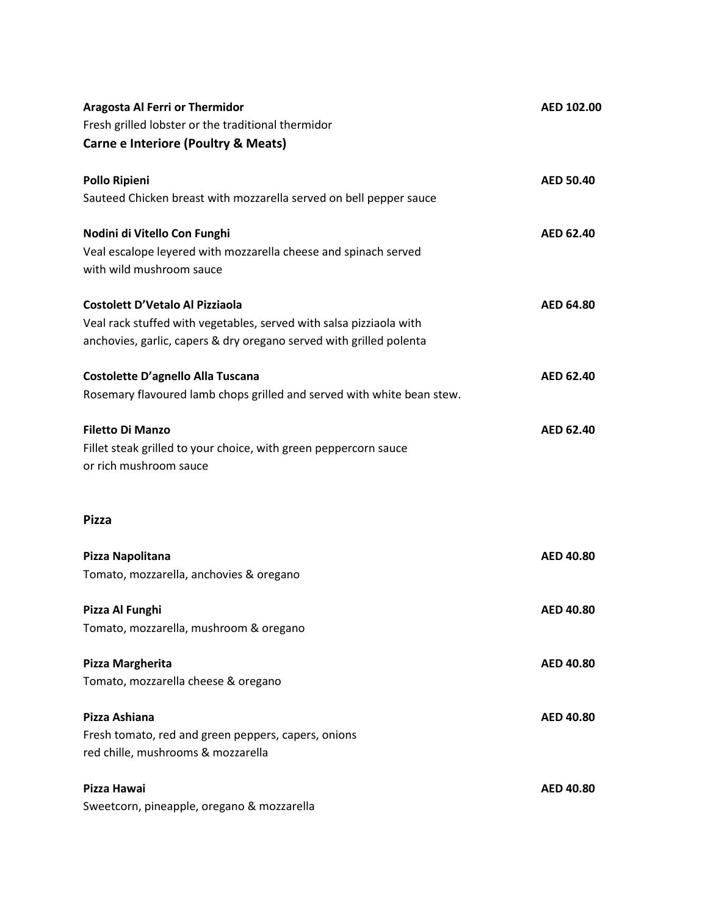**Aragosta Al Ferri or Thermidor** AED 102.00
Fresh grilled lobster or the traditional thermidor

## Carne e Interiore (Poultry & Meats)

**Pollo Ripieni** AED 50.40
Sauteed Chicken breast with mozzarella served on bell pepper sauce

**Nodini di Vitello Con Funghi** AED 62.40
Veal escalope leyered with mozzarella cheese and spinach served
with wild mushroom sauce

**Costolett D'Vetalo Al Pizziaola** AED 64.80
Veal rack stuffed with vegetables, served with salsa pizziaola with
anchovies, garlic, capers & dry oregano served with grilled polenta

**Costolette D'agnello Alla Tuscana** AED 62.40
Rosemary flavoured lamb chops grilled and served with white bean stew.

**Filetto Di Manzo** AED 62.40
Fillet steak grilled to your choice, with green peppercorn sauce
or rich mushroom sauce

## Pizza

**Pizza Napolitana** AED 40.80
Tomato, mozzarella, anchovies & oregano

**Pizza Al Funghi** AED 40.80
Tomato, mozzarella, mushroom & oregano

**Pizza Margherita** AED 40.80
Tomato, mozzarella cheese & oregano

**Pizza Ashiana** AED 40.80
Fresh tomato, red and green peppers, capers, onions
red chille, mushrooms & mozzarella

**Pizza Hawai** AED 40.80
Sweetcorn, pineapple, oregano & mozzarella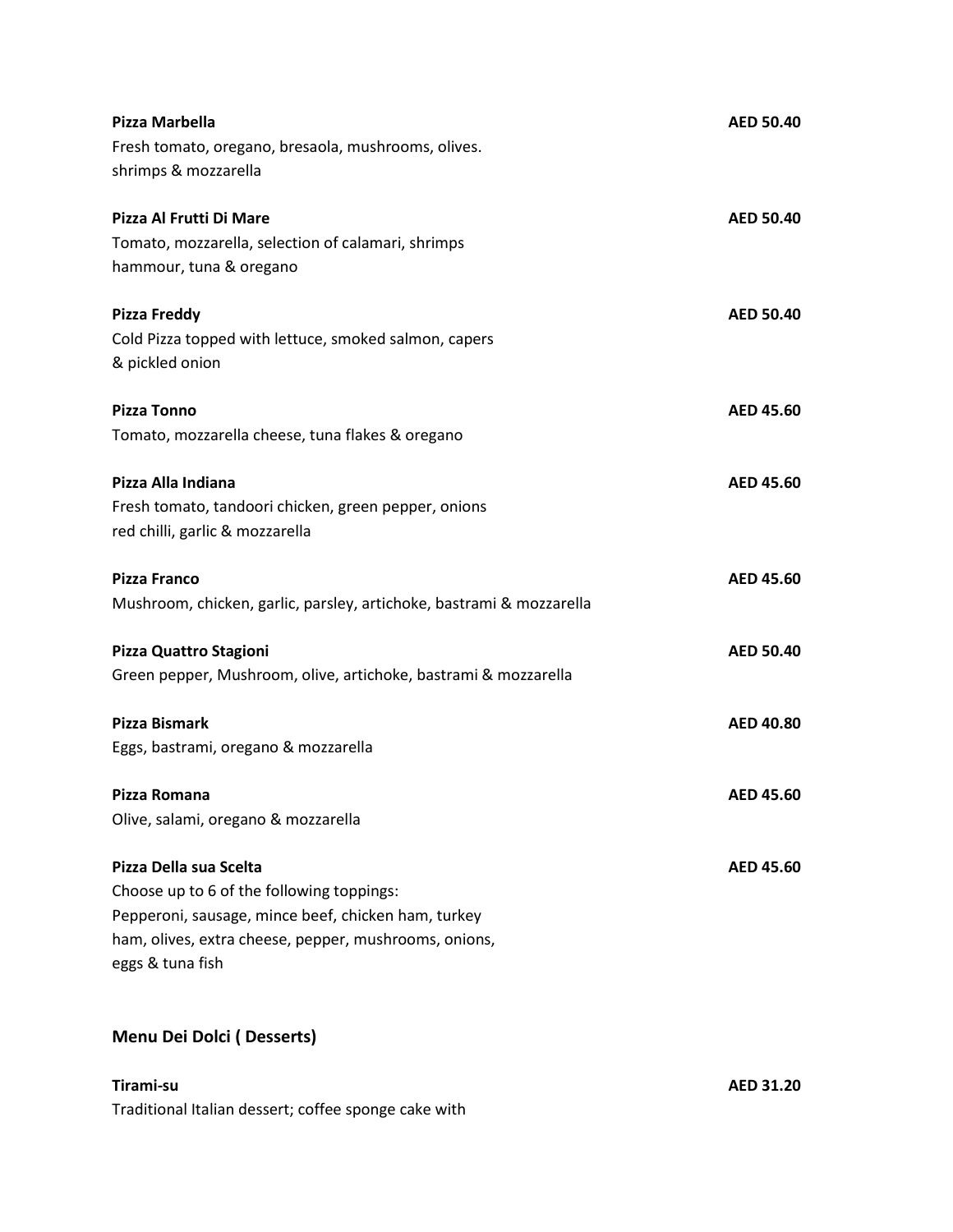**Pizza Marbella** AED 50.40
Fresh tomato, oregano, bresaola, mushrooms, olives.
shrimps & mozzarella

**Pizza Al Frutti Di Mare** AED 50.40
Tomato, mozzarella, selection of calamari, shrimps
hammour, tuna & oregano

**Pizza Freddy** AED 50.40
Cold Pizza topped with lettuce, smoked salmon, capers
& pickled onion

**Pizza Tonno** AED 45.60
Tomato, mozzarella cheese, tuna flakes & oregano

**Pizza Alla Indiana** AED 45.60
Fresh tomato, tandoori chicken, green pepper, onions
red chilli, garlic & mozzarella

**Pizza Franco** AED 45.60
Mushroom, chicken, garlic, parsley, artichoke, bastrami & mozzarella

**Pizza Quattro Stagioni** AED 50.40
Green pepper, Mushroom, olive, artichoke, bastrami & mozzarella

**Pizza Bismark** AED 40.80
Eggs, bastrami, oregano & mozzarella

**Pizza Romana** AED 45.60
Olive, salami, oregano & mozzarella

**Pizza Della sua Scelta** AED 45.60
Choose up to 6 of the following toppings:
Pepperoni, sausage, mince beef, chicken ham, turkey
ham, olives, extra cheese, pepper, mushrooms, onions,
eggs & tuna fish

## Menu Dei Dolci ( Desserts)

**Tirami-su** AED 31.20
Traditional Italian dessert; coffee sponge cake with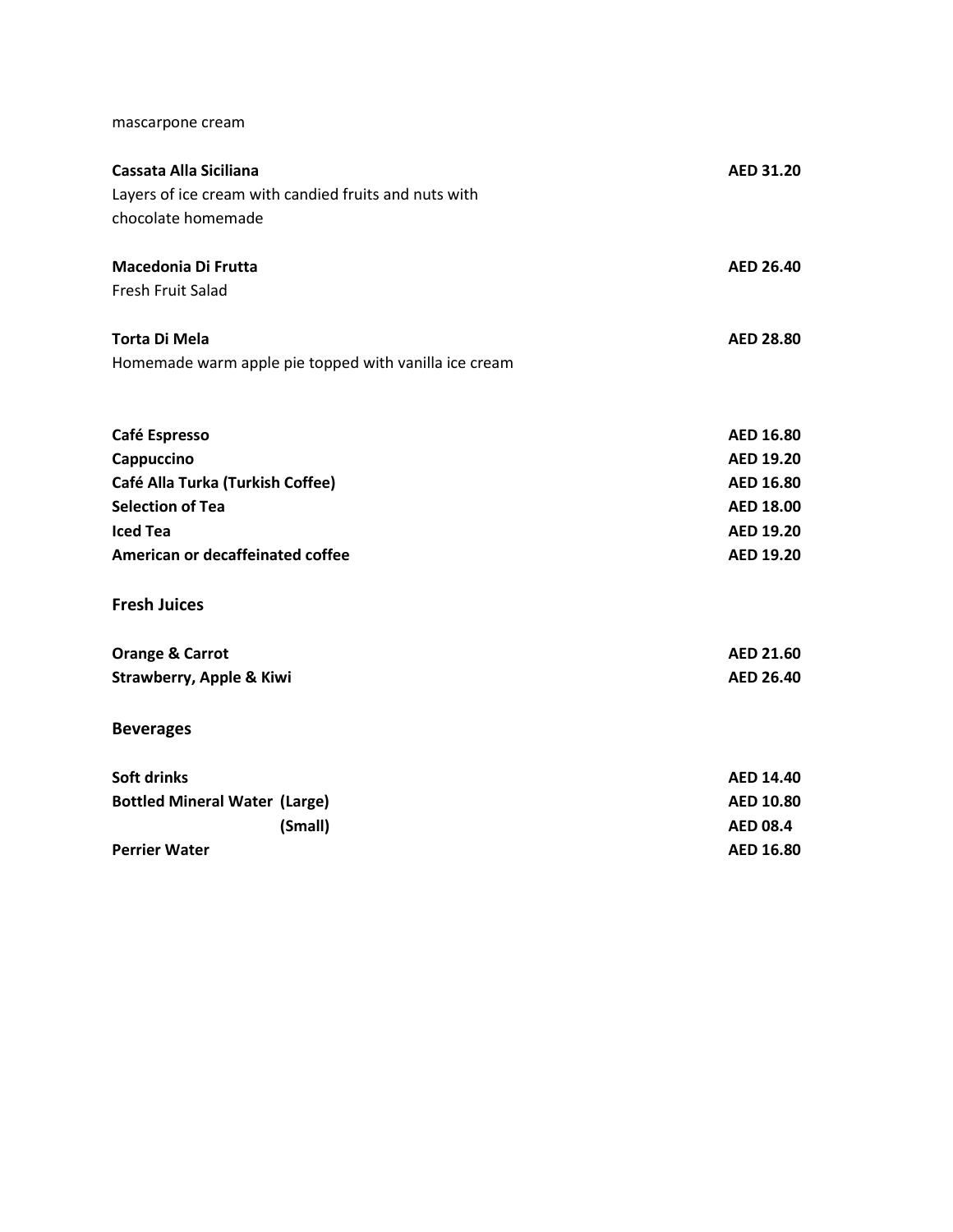mascarpone cream

**Cassata Alla Siciliana** **AED 31.20**
Layers of ice cream with candied fruits and nuts with chocolate homemade

**Macedonia Di Frutta** **AED 26.40**
Fresh Fruit Salad

**Torta Di Mela** **AED 28.80**
Homemade warm apple pie topped with vanilla ice cream

| | |
|---|---|
| **Café Espresso** | **AED 16.80** |
| **Cappuccino** | **AED 19.20** |
| **Café Alla Turka (Turkish Coffee)** | **AED 16.80** |
| **Selection of Tea** | **AED 18.00** |
| **Iced Tea** | **AED 19.20** |
| **American or decaffeinated coffee** | **AED 19.20** |

## Fresh Juices

| | |
|---|---|
| **Orange & Carrot** | **AED 21.60** |
| **Strawberry, Apple & Kiwi** | **AED 26.40** |

## Beverages

| | |
|---|---|
| **Soft drinks** | **AED 14.40** |
| **Bottled Mineral Water (Large)** | **AED 10.80** |
| **(Small)** | **AED 08.4** |
| **Perrier Water** | **AED 16.80** |